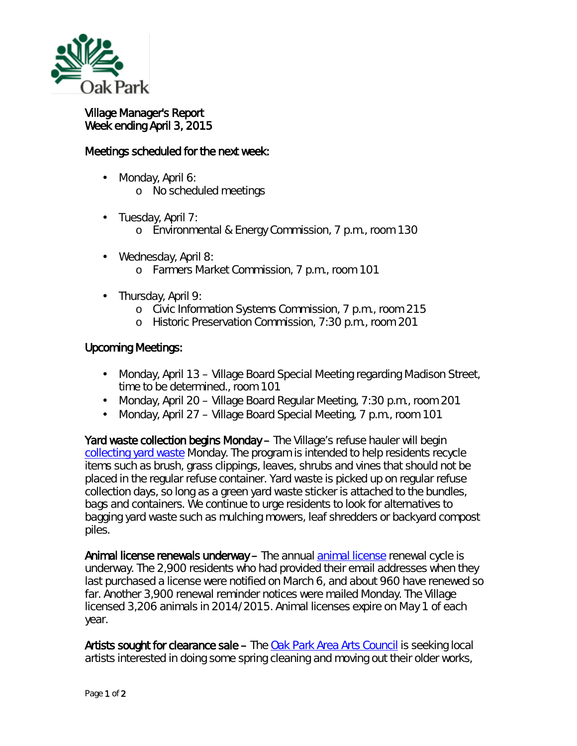Village Manager's Report
Week ending April 3, 2015

## Meetings scheduled for the next week:

- Monday, April 6:
  - No scheduled meetings
- Tuesday, April 7:
  - Environmental & Energy Commission, 7 p.m., room 130
- Wednesday, April 8:
  - Farmers Market Commission, 7 p.m., room 101
- Thursday, April 9:
  - Civic Information Systems Commission, 7 p.m., room 215
  - Historic Preservation Commission, 7:30 p.m., room 201

## Upcoming Meetings:

- Monday, April 13 – Village Board Special Meeting regarding Madison Street, time to be determined., room 101
- Monday, April 20 – Village Board Regular Meeting, 7:30 p.m., room 201
- Monday, April 27 – Village Board Special Meeting, 7 p.m., room 101

**Yard waste collection begins Monday** – The Village's refuse hauler will begin collecting yard waste Monday. The program is intended to help residents recycle items such as brush, grass clippings, leaves, shrubs and vines that should not be placed in the regular refuse container. Yard waste is picked up on regular refuse collection days, so long as a green yard waste sticker is attached to the bundles, bags and containers. We continue to urge residents to look for alternatives to bagging yard waste such as mulching mowers, leaf shredders or backyard compost piles.

**Animal license renewals underway** – The annual animal license renewal cycle is underway. The 2,900 residents who had provided their email addresses when they last purchased a license were notified on March 6, and about 960 have renewed so far. Another 3,900 renewal reminder notices were mailed Monday. The Village licensed 3,206 animals in 2014/2015. Animal licenses expire on May 1 of each year.

**Artists sought for clearance sale** – The Oak Park Area Arts Council is seeking local artists interested in doing some spring cleaning and moving out their older works,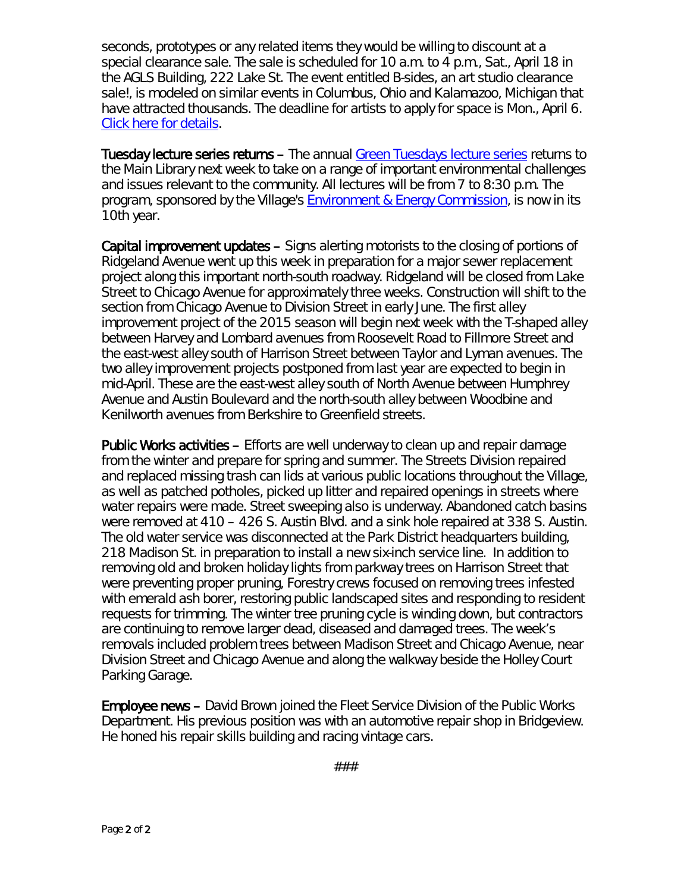seconds, prototypes or any related items they would be willing to discount at a special clearance sale. The sale is scheduled for 10 a.m. to 4 p.m., Sat., April 18 in the AGLS Building, 222 Lake St. The event entitled B-sides, an art studio clearance sale!, is modeled on similar events in Columbus, Ohio and Kalamazoo, Michigan that have attracted thousands. The deadline for artists to apply for space is Mon., April 6. Click here for details.

**Tuesday lecture series returns** – The annual Green Tuesdays lecture series returns to the Main Library next week to take on a range of important environmental challenges and issues relevant to the community. All lectures will be from 7 to 8:30 p.m. The program, sponsored by the Village's Environment & Energy Commission, is now in its 10th year.

**Capital improvement updates** – Signs alerting motorists to the closing of portions of Ridgeland Avenue went up this week in preparation for a major sewer replacement project along this important north-south roadway. Ridgeland will be closed from Lake Street to Chicago Avenue for approximately three weeks. Construction will shift to the section from Chicago Avenue to Division Street in early June. The first alley improvement project of the 2015 season will begin next week with the T-shaped alley between Harvey and Lombard avenues from Roosevelt Road to Fillmore Street and the east-west alley south of Harrison Street between Taylor and Lyman avenues. The two alley improvement projects postponed from last year are expected to begin in mid-April. These are the east-west alley south of North Avenue between Humphrey Avenue and Austin Boulevard and the north-south alley between Woodbine and Kenilworth avenues from Berkshire to Greenfield streets.

**Public Works activities** – Efforts are well underway to clean up and repair damage from the winter and prepare for spring and summer. The Streets Division repaired and replaced missing trash can lids at various public locations throughout the Village, as well as patched potholes, picked up litter and repaired openings in streets where water repairs were made. Street sweeping also is underway. Abandoned catch basins were removed at 410 – 426 S. Austin Blvd. and a sink hole repaired at 338 S. Austin. The old water service was disconnected at the Park District headquarters building, 218 Madison St. in preparation to install a new six-inch service line. In addition to removing old and broken holiday lights from parkway trees on Harrison Street that were preventing proper pruning, Forestry crews focused on removing trees infested with emerald ash borer, restoring public landscaped sites and responding to resident requests for trimming. The winter tree pruning cycle is winding down, but contractors are continuing to remove larger dead, diseased and damaged trees. The week's removals included problem trees between Madison Street and Chicago Avenue, near Division Street and Chicago Avenue and along the walkway beside the Holley Court Parking Garage.

**Employee news** – David Brown joined the Fleet Service Division of the Public Works Department. His previous position was with an automotive repair shop in Bridgeview. He honed his repair skills building and racing vintage cars.

###